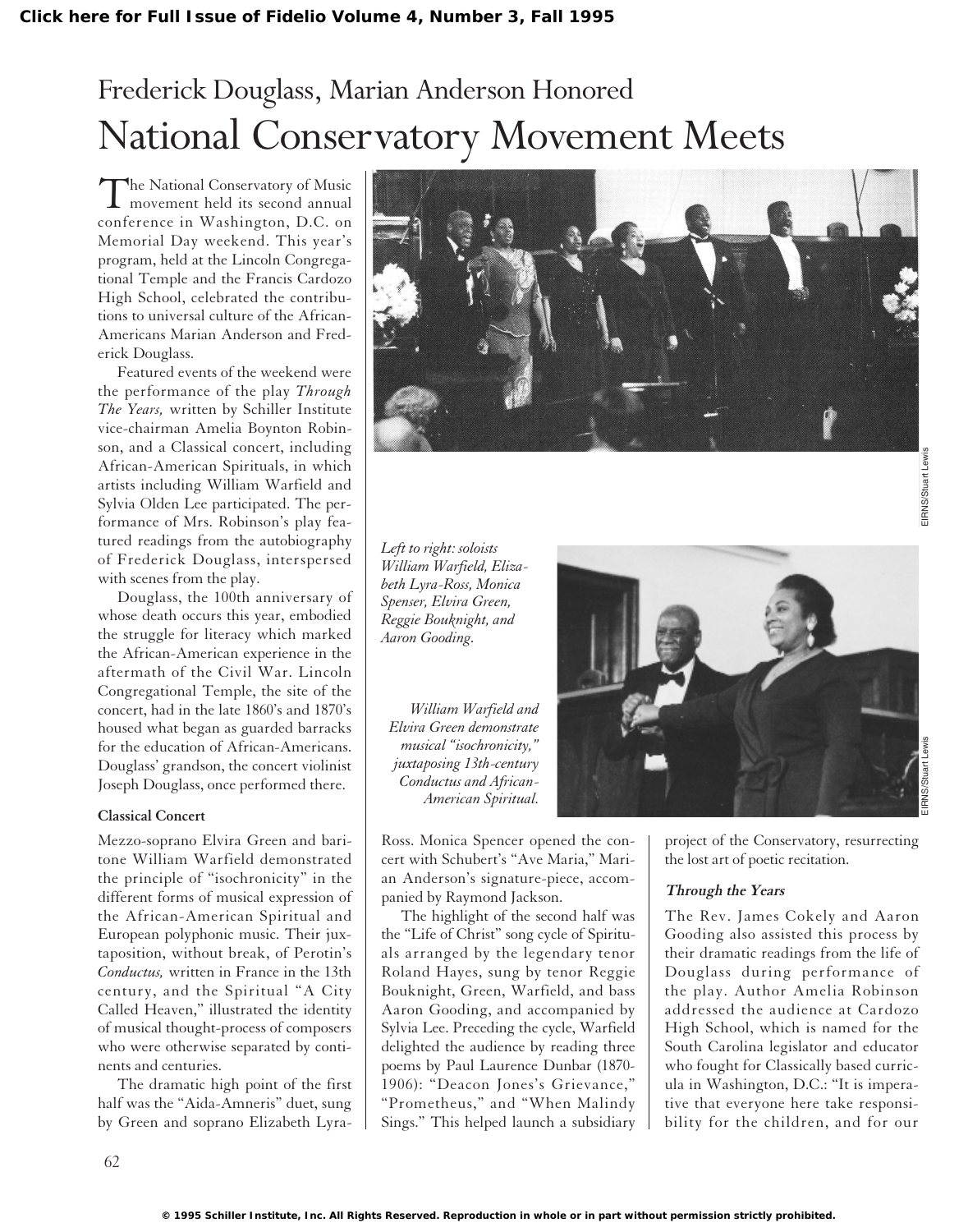# Frederick Douglass, Marian Anderson Honored

# National Conservatory Movement Meets

The National Conservatory of Music movement held its second annual conference in Washington, D.C. on Memorial Day weekend. This year's program, held at the Lincoln Congregational Temple and the Francis Cardozo High School, celebrated the contributions to universal culture of the African-Americans Marian Anderson and Frederick Douglass.

Featured events of the weekend were the performance of the play *Through The Years,* written by Schiller Institute vice-chairman Amelia Boynton Robinson, and a Classical concert, including African-American Spirituals, in which artists including William Warfield and Sylvia Olden Lee participated. The performance of Mrs. Robinson's play featured readings from the autobiography of Frederick Douglass, interspersed with scenes from the play.

Douglass, the 100th anniversary of whose death occurs this year, embodied the struggle for literacy which marked the African-American experience in the aftermath of the Civil War. Lincoln Congregational Temple, the site of the concert, had in the late 1860's and 1870's housed what began as guarded barracks for the education of African-Americans. Douglass' grandson, the concert violinist Joseph Douglass, once performed there.

*Left to right: soloists William Warfield, Elizabeth Lyra-Ross, Monica Spenser, Elvira Green, Reggie Bouknight, and Aaron Gooding.*

EIRNS/Stuart Lewis

*William Warfield and Elvira Green demonstrate musical "isochronicity," juxtaposing 13th-century Conductus and African-American Spiritual.*

EIRNS/Stuart Lewis

### Classical Concert

Mezzo-soprano Elvira Green and baritone William Warfield demonstrated the principle of "isochronicity" in the different forms of musical expression of the African-American Spiritual and European polyphonic music. Their juxtaposition, without break, of Perotin's *Conductus,* written in France in the 13th century, and the Spiritual "A City Called Heaven," illustrated the identity of musical thought-process of composers who were otherwise separated by continents and centuries.

The dramatic high point of the first half was the "Aida-Amneris" duet, sung by Green and soprano Elizabeth Lyra-Ross. Monica Spencer opened the concert with Schubert's "Ave Maria," Marian Anderson's signature-piece, accompanied by Raymond Jackson.

The highlight of the second half was the "Life of Christ" song cycle of Spirituals arranged by the legendary tenor Roland Hayes, sung by tenor Reggie Bouknight, Green, Warfield, and bass Aaron Gooding, and accompanied by Sylvia Lee. Preceding the cycle, Warfield delighted the audience by reading three poems by Paul Laurence Dunbar (1870-1906): "Deacon Jones's Grievance," "Prometheus," and "When Malindy Sings." This helped launch a subsidiary project of the Conservatory, resurrecting the lost art of poetic recitation.

### *Through the Years*

The Rev. James Cokely and Aaron Gooding also assisted this process by their dramatic readings from the life of Douglass during performance of the play. Author Amelia Robinson addressed the audience at Cardozo High School, which is named for the South Carolina legislator and educator who fought for Classically based curricula in Washington, D.C.: "It is imperative that everyone here take responsibility for the children, and for our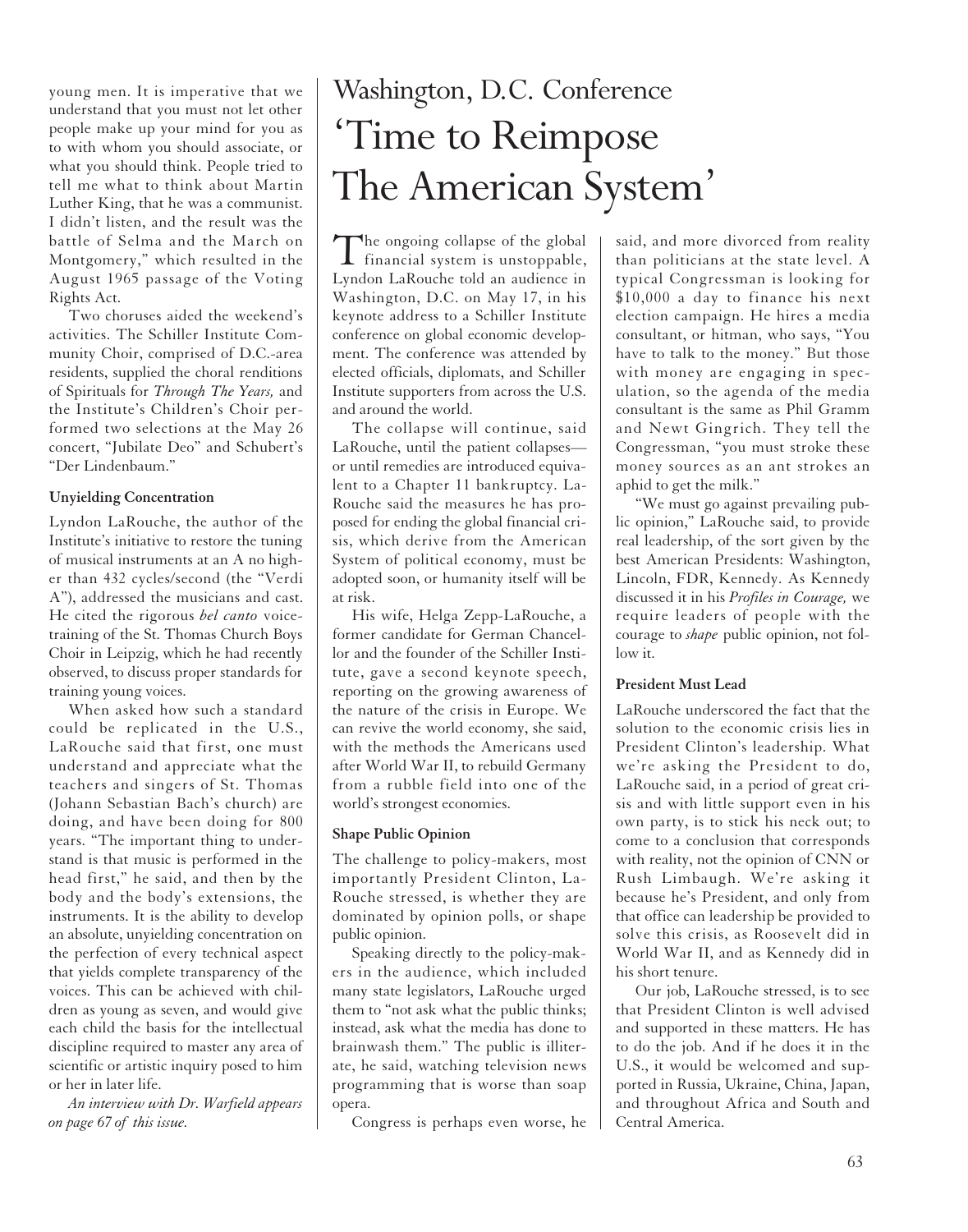young men. It is imperative that we understand that you must not let other people make up your mind for you as to with whom you should associate, or what you should think. People tried to tell me what to think about Martin Luther King, that he was a communist. I didn't listen, and the result was the battle of Selma and the March on Montgomery," which resulted in the August 1965 passage of the Voting Rights Act.

Two choruses aided the weekend's activities. The Schiller Institute Community Choir, comprised of D.C.-area residents, supplied the choral renditions of Spirituals for *Through The Years,* and the Institute's Children's Choir performed two selections at the May 26 concert, "Jubilate Deo" and Schubert's "Der Lindenbaum."

**Unyielding Concentration**

Lyndon LaRouche, the author of the Institute's initiative to restore the tuning of musical instruments at an A no higher than 432 cycles/second (the "Verdi A"), addressed the musicians and cast. He cited the rigorous *bel canto* voice-training of the St. Thomas Church Boys Choir in Leipzig, which he had recently observed, to discuss proper standards for training young voices.

When asked how such a standard could be replicated in the U.S., LaRouche said that first, one must understand and appreciate what the teachers and singers of St. Thomas (Johann Sebastian Bach's church) are doing, and have been doing for 800 years. "The important thing to understand is that music is performed in the head first," he said, and then by the body and the body's extensions, the instruments. It is the ability to develop an absolute, unyielding concentration on the perfection of every technical aspect that yields complete transparency of the voices. This can be achieved with children as young as seven, and would give each child the basis for the intellectual discipline required to master any area of scientific or artistic inquiry posed to him or her in later life.

*An interview with Dr. Warfield appears on page 67 of this issue.*

# Washington, D.C. Conference
# 'Time to Reimpose The American System'

The ongoing collapse of the global financial system is unstoppable, Lyndon LaRouche told an audience in Washington, D.C. on May 17, in his keynote address to a Schiller Institute conference on global economic development. The conference was attended by elected officials, diplomats, and Schiller Institute supporters from across the U.S. and around the world.

The collapse will continue, said LaRouche, until the patient collapses—or until remedies are introduced equivalent to a Chapter 11 bankruptcy. LaRouche said the measures he has proposed for ending the global financial crisis, which derive from the American System of political economy, must be adopted soon, or humanity itself will be at risk.

His wife, Helga Zepp-LaRouche, a former candidate for German Chancellor and the founder of the Schiller Institute, gave a second keynote speech, reporting on the growing awareness of the nature of the crisis in Europe. We can revive the world economy, she said, with the methods the Americans used after World War II, to rebuild Germany from a rubble field into one of the world's strongest economies.

**Shape Public Opinion**

The challenge to policy-makers, most importantly President Clinton, LaRouche stressed, is whether they are dominated by opinion polls, or shape public opinion.

Speaking directly to the policy-makers in the audience, which included many state legislators, LaRouche urged them to "not ask what the public thinks; instead, ask what the media has done to brainwash them." The public is illiterate, he said, watching television news programming that is worse than soap opera.

Congress is perhaps even worse, he said, and more divorced from reality than politicians at the state level. A typical Congressman is looking for $10,000 a day to finance his next election campaign. He hires a media consultant, or hitman, who says, "You have to talk to the money." But those with money are engaging in speculation, so the agenda of the media consultant is the same as Phil Gramm and Newt Gingrich. They tell the Congressman, "you must stroke these money sources as an ant strokes an aphid to get the milk."

"We must go against prevailing public opinion," LaRouche said, to provide real leadership, of the sort given by the best American Presidents: Washington, Lincoln, FDR, Kennedy. As Kennedy discussed it in his *Profiles in Courage,* we require leaders of people with the courage to *shape* public opinion, not follow it.

**President Must Lead**

LaRouche underscored the fact that the solution to the economic crisis lies in President Clinton's leadership. What we're asking the President to do, LaRouche said, in a period of great crisis and with little support even in his own party, is to stick his neck out; to come to a conclusion that corresponds with reality, not the opinion of CNN or Rush Limbaugh. We're asking it because he's President, and only from that office can leadership be provided to solve this crisis, as Roosevelt did in World War II, and as Kennedy did in his short tenure.

Our job, LaRouche stressed, is to see that President Clinton is well advised and supported in these matters. He has to do the job. And if he does it in the U.S., it would be welcomed and supported in Russia, Ukraine, China, Japan, and throughout Africa and South and Central America.